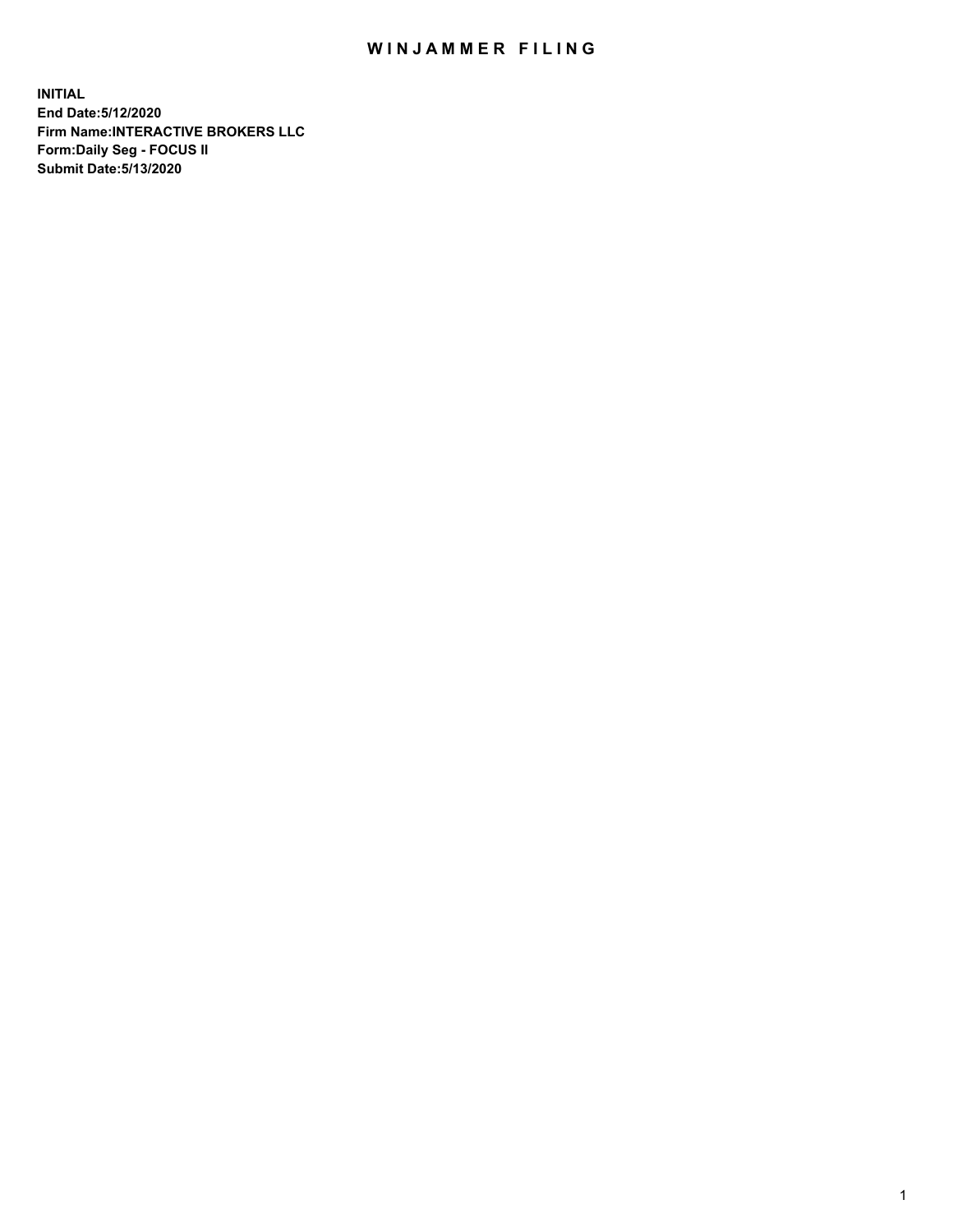# WINJAMMER FILING

**INITIAL**
**End Date:5/12/2020**
**Firm Name:INTERACTIVE BROKERS LLC**
**Form:Daily Seg - FOCUS II**
**Submit Date:5/13/2020**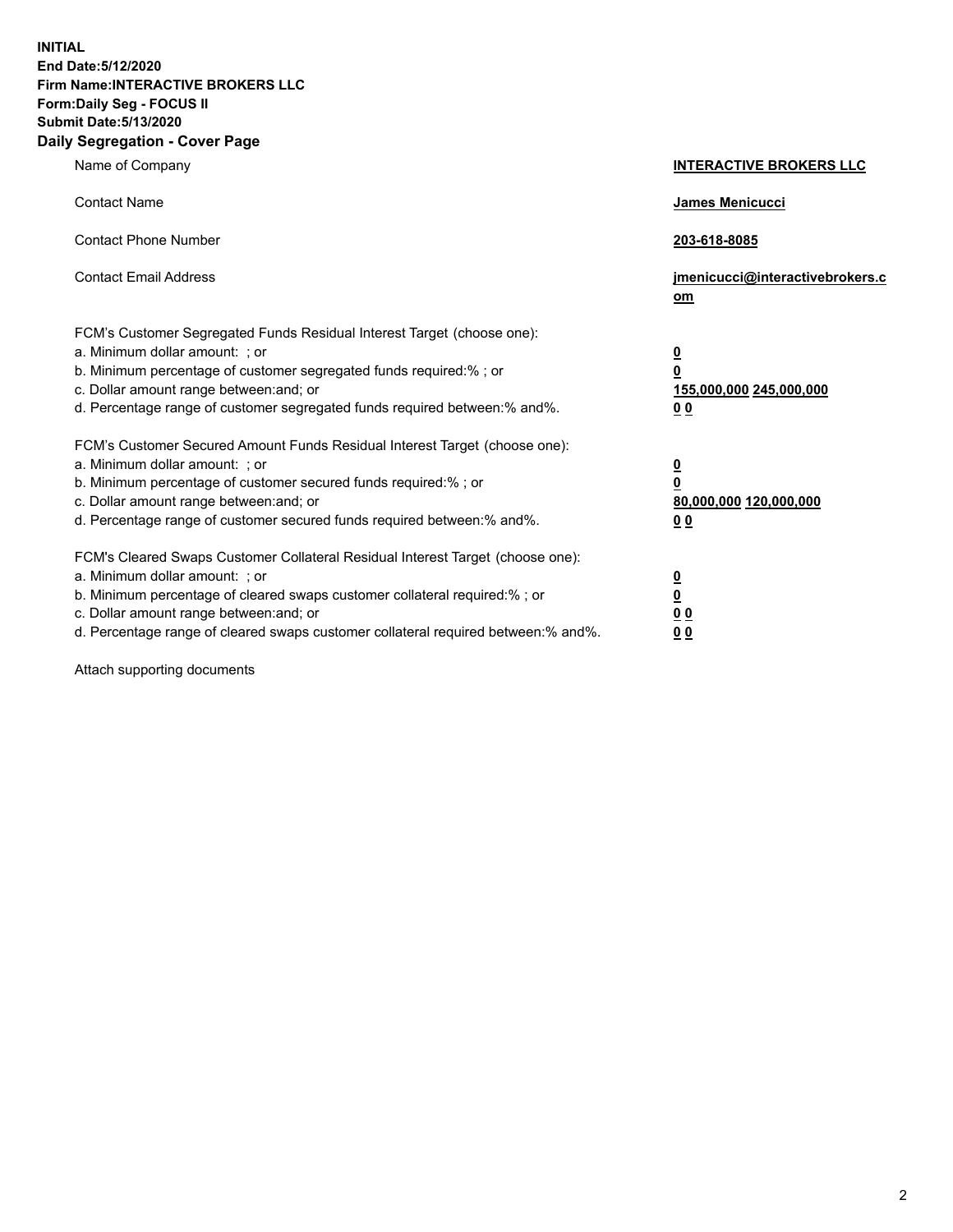**INITIAL**
**End Date:5/12/2020**
**Firm Name:INTERACTIVE BROKERS LLC**
**Form:Daily Seg - FOCUS II**
**Submit Date:5/13/2020**

## Daily Segregation - Cover Page

| | |
|---|---|
| Name of Company | **INTERACTIVE BROKERS LLC** |
| Contact Name | **James Menicucci** |
| Contact Phone Number | **203-618-8085** |
| Contact Email Address | **jmenicucci@interactivebrokers.com** |

FCM's Customer Segregated Funds Residual Interest Target (choose one):

| | |
|---|---|
| a. Minimum dollar amount: ; or | **0** |
| b. Minimum percentage of customer segregated funds required:% ; or | **0** |
| c. Dollar amount range between:and; or | **155,000,000 245,000,000** |
| d. Percentage range of customer segregated funds required between:% and%. | **0 0** |

FCM's Customer Secured Amount Funds Residual Interest Target (choose one):

| | |
|---|---|
| a. Minimum dollar amount: ; or | **0** |
| b. Minimum percentage of customer secured funds required:% ; or | **0** |
| c. Dollar amount range between:and; or | **80,000,000 120,000,000** |
| d. Percentage range of customer secured funds required between:% and%. | **0 0** |

FCM's Cleared Swaps Customer Collateral Residual Interest Target (choose one):

| | |
|---|---|
| a. Minimum dollar amount: ; or | **0** |
| b. Minimum percentage of cleared swaps customer collateral required:% ; or | **0** |
| c. Dollar amount range between:and; or | **0 0** |
| d. Percentage range of cleared swaps customer collateral required between:% and%. | **0 0** |

Attach supporting documents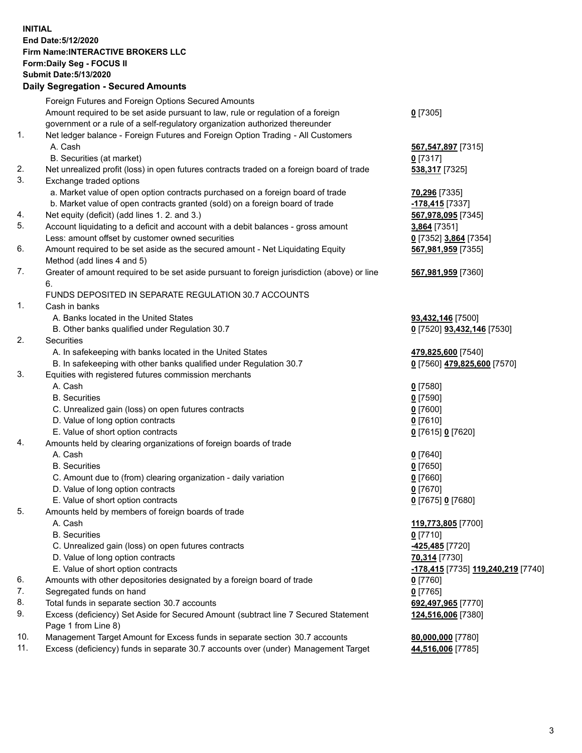**INITIAL**
**End Date:5/12/2020**
**Firm Name:INTERACTIVE BROKERS LLC**
**Form:Daily Seg - FOCUS II**
**Submit Date:5/13/2020**

**Daily Segregation - Secured Amounts**

| | | |
|---|---|---|
| | Foreign Futures and Foreign Options Secured Amounts | |
| | Amount required to be set aside pursuant to law, rule or regulation of a foreign government or a rule of a self-regulatory organization authorized thereunder | **0** [7305] |
| 1. | Net ledger balance - Foreign Futures and Foreign Option Trading - All Customers | |
| | A. Cash | **567,547,897** [7315] |
| | B. Securities (at market) | **0** [7317] |
| 2. | Net unrealized profit (loss) in open futures contracts traded on a foreign board of trade | **538,317** [7325] |
| 3. | Exchange traded options | |
| | a. Market value of open option contracts purchased on a foreign board of trade | **70,296** [7335] |
| | b. Market value of open contracts granted (sold) on a foreign board of trade | **-178,415** [7337] |
| 4. | Net equity (deficit) (add lines 1. 2. and 3.) | **567,978,095** [7345] |
| 5. | Account liquidating to a deficit and account with a debit balances - gross amount | **3,864** [7351] |
| | Less: amount offset by customer owned securities | **0** [7352] **3,864** [7354] |
| 6. | Amount required to be set aside as the secured amount - Net Liquidating Equity Method (add lines 4 and 5) | **567,981,959** [7355] |
| 7. | Greater of amount required to be set aside pursuant to foreign jurisdiction (above) or line 6. | **567,981,959** [7360] |
| | FUNDS DEPOSITED IN SEPARATE REGULATION 30.7 ACCOUNTS | |
| 1. | Cash in banks | |
| | A. Banks located in the United States | **93,432,146** [7500] |
| | B. Other banks qualified under Regulation 30.7 | **0** [7520] **93,432,146** [7530] |
| 2. | Securities | |
| | A. In safekeeping with banks located in the United States | **479,825,600** [7540] |
| | B. In safekeeping with other banks qualified under Regulation 30.7 | **0** [7560] **479,825,600** [7570] |
| 3. | Equities with registered futures commission merchants | |
| | A. Cash | **0** [7580] |
| | B. Securities | **0** [7590] |
| | C. Unrealized gain (loss) on open futures contracts | **0** [7600] |
| | D. Value of long option contracts | **0** [7610] |
| | E. Value of short option contracts | **0** [7615] **0** [7620] |
| 4. | Amounts held by clearing organizations of foreign boards of trade | |
| | A. Cash | **0** [7640] |
| | B. Securities | **0** [7650] |
| | C. Amount due to (from) clearing organization - daily variation | **0** [7660] |
| | D. Value of long option contracts | **0** [7670] |
| | E. Value of short option contracts | **0** [7675] **0** [7680] |
| 5. | Amounts held by members of foreign boards of trade | |
| | A. Cash | **119,773,805** [7700] |
| | B. Securities | **0** [7710] |
| | C. Unrealized gain (loss) on open futures contracts | **-425,485** [7720] |
| | D. Value of long option contracts | **70,314** [7730] |
| | E. Value of short option contracts | **-178,415** [7735] **119,240,219** [7740] |
| 6. | Amounts with other depositories designated by a foreign board of trade | **0** [7760] |
| 7. | Segregated funds on hand | **0** [7765] |
| 8. | Total funds in separate section 30.7 accounts | **692,497,965** [7770] |
| 9. | Excess (deficiency) Set Aside for Secured Amount (subtract line 7 Secured Statement Page 1 from Line 8) | **124,516,006** [7380] |
| 10. | Management Target Amount for Excess funds in separate section 30.7 accounts | **80,000,000** [7780] |
| 11. | Excess (deficiency) funds in separate 30.7 accounts over (under) Management Target | **44,516,006** [7785] |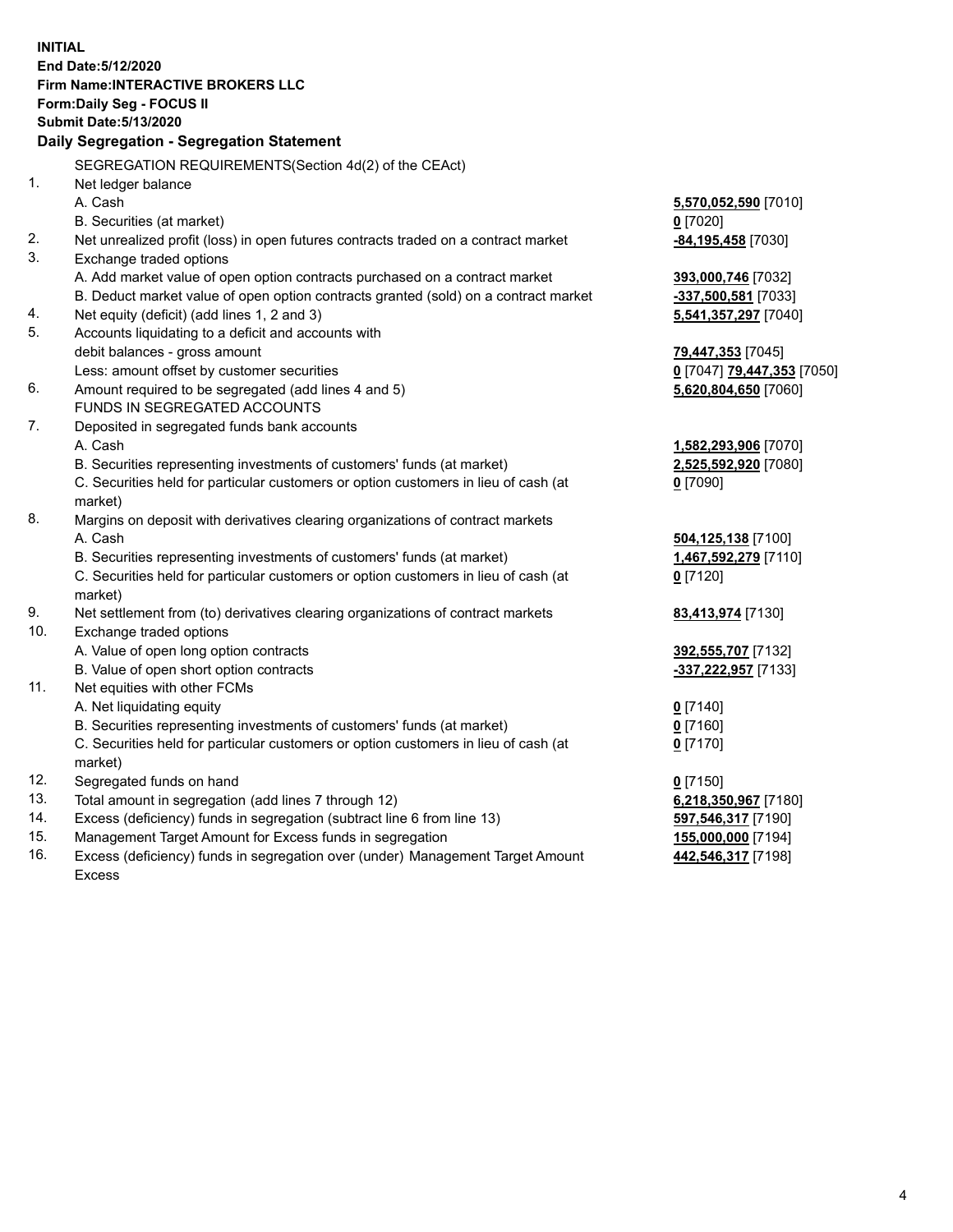**INITIAL**
**End Date:5/12/2020**
**Firm Name:INTERACTIVE BROKERS LLC**
**Form:Daily Seg - FOCUS II**
**Submit Date:5/13/2020**

**Daily Segregation - Segregation Statement**

SEGREGATION REQUIREMENTS(Section 4d(2) of the CEAct)

| | | |
|---|---|---|
| 1. | Net ledger balance | |
| | A. Cash | **5,570,052,590** [7010] |
| | B. Securities (at market) | **0** [7020] |
| 2. | Net unrealized profit (loss) in open futures contracts traded on a contract market | **-84,195,458** [7030] |
| 3. | Exchange traded options | |
| | A. Add market value of open option contracts purchased on a contract market | **393,000,746** [7032] |
| | B. Deduct market value of open option contracts granted (sold) on a contract market | **-337,500,581** [7033] |
| 4. | Net equity (deficit) (add lines 1, 2 and 3) | **5,541,357,297** [7040] |
| 5. | Accounts liquidating to a deficit and accounts with debit balances - gross amount | **79,447,353** [7045] |
| | Less: amount offset by customer securities | **0** [7047] **79,447,353** [7050] |
| 6. | Amount required to be segregated (add lines 4 and 5) | **5,620,804,650** [7060] |
| | FUNDS IN SEGREGATED ACCOUNTS | |
| 7. | Deposited in segregated funds bank accounts | |
| | A. Cash | **1,582,293,906** [7070] |
| | B. Securities representing investments of customers' funds (at market) | **2,525,592,920** [7080] |
| | C. Securities held for particular customers or option customers in lieu of cash (at market) | **0** [7090] |
| 8. | Margins on deposit with derivatives clearing organizations of contract markets | |
| | A. Cash | **504,125,138** [7100] |
| | B. Securities representing investments of customers' funds (at market) | **1,467,592,279** [7110] |
| | C. Securities held for particular customers or option customers in lieu of cash (at market) | **0** [7120] |
| 9. | Net settlement from (to) derivatives clearing organizations of contract markets | **83,413,974** [7130] |
| 10. | Exchange traded options | |
| | A. Value of open long option contracts | **392,555,707** [7132] |
| | B. Value of open short option contracts | **-337,222,957** [7133] |
| 11. | Net equities with other FCMs | |
| | A. Net liquidating equity | **0** [7140] |
| | B. Securities representing investments of customers' funds (at market) | **0** [7160] |
| | C. Securities held for particular customers or option customers in lieu of cash (at market) | **0** [7170] |
| 12. | Segregated funds on hand | **0** [7150] |
| 13. | Total amount in segregation (add lines 7 through 12) | **6,218,350,967** [7180] |
| 14. | Excess (deficiency) funds in segregation (subtract line 6 from line 13) | **597,546,317** [7190] |
| 15. | Management Target Amount for Excess funds in segregation | **155,000,000** [7194] |
| 16. | Excess (deficiency) funds in segregation over (under) Management Target Amount Excess | **442,546,317** [7198] |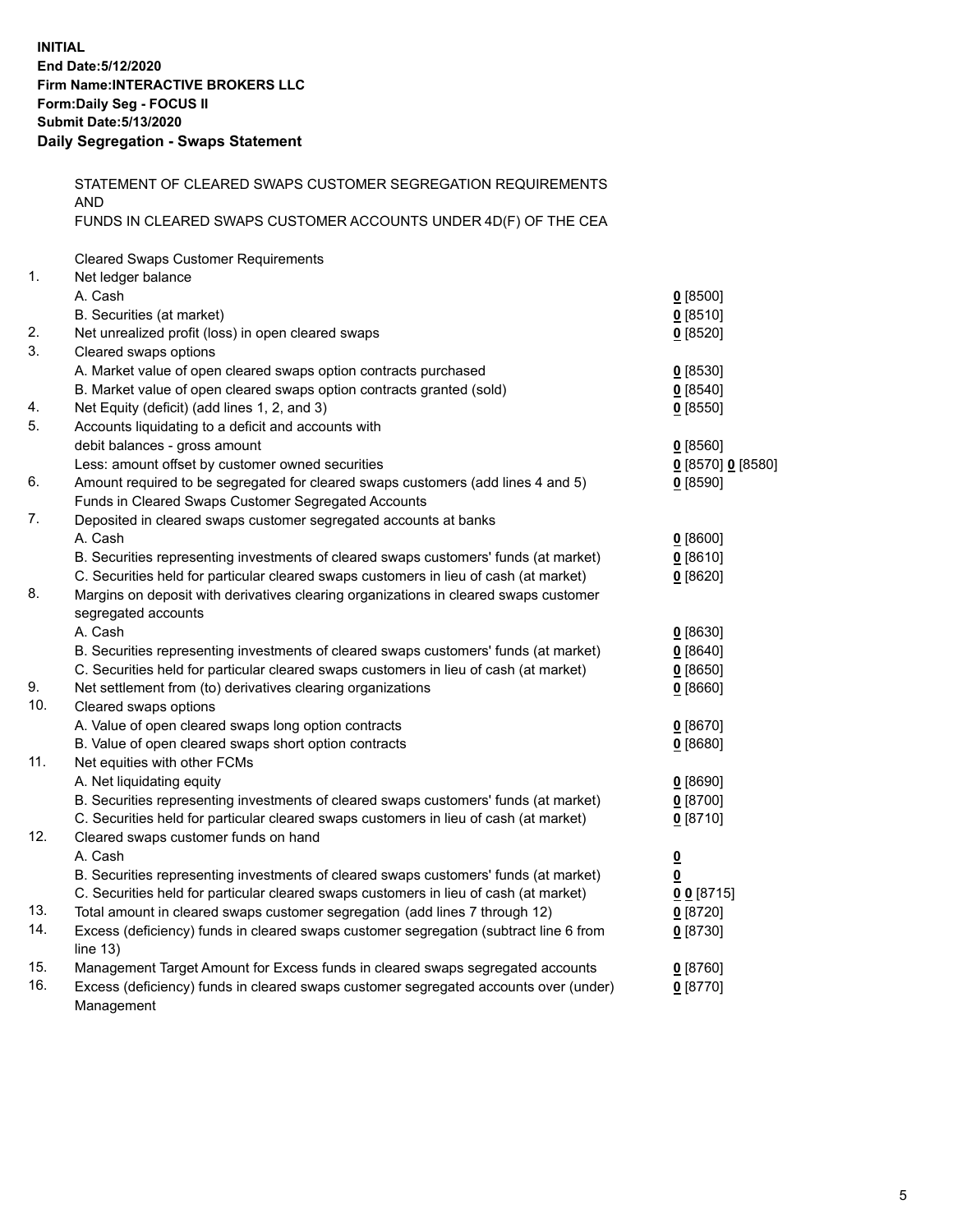**INITIAL**
**End Date:5/12/2020**
**Firm Name:INTERACTIVE BROKERS LLC**
**Form:Daily Seg - FOCUS II**
**Submit Date:5/13/2020**
**Daily Segregation - Swaps Statement**

STATEMENT OF CLEARED SWAPS CUSTOMER SEGREGATION REQUIREMENTS AND FUNDS IN CLEARED SWAPS CUSTOMER ACCOUNTS UNDER 4D(F) OF THE CEA

| | | |
|---|---|---|
| | Cleared Swaps Customer Requirements | |
| 1. | Net ledger balance | |
| | A. Cash | 0 [8500] |
| | B. Securities (at market) | 0 [8510] |
| 2. | Net unrealized profit (loss) in open cleared swaps | 0 [8520] |
| 3. | Cleared swaps options | |
| | A. Market value of open cleared swaps option contracts purchased | 0 [8530] |
| | B. Market value of open cleared swaps option contracts granted (sold) | 0 [8540] |
| 4. | Net Equity (deficit) (add lines 1, 2, and 3) | 0 [8550] |
| 5. | Accounts liquidating to a deficit and accounts with debit balances - gross amount | 0 [8560] |
| | Less: amount offset by customer owned securities | 0 [8570] 0 [8580] |
| 6. | Amount required to be segregated for cleared swaps customers (add lines 4 and 5) | 0 [8590] |
| | Funds in Cleared Swaps Customer Segregated Accounts | |
| 7. | Deposited in cleared swaps customer segregated accounts at banks | |
| | A. Cash | 0 [8600] |
| | B. Securities representing investments of cleared swaps customers' funds (at market) | 0 [8610] |
| | C. Securities held for particular cleared swaps customers in lieu of cash (at market) | 0 [8620] |
| 8. | Margins on deposit with derivatives clearing organizations in cleared swaps customer segregated accounts | |
| | A. Cash | 0 [8630] |
| | B. Securities representing investments of cleared swaps customers' funds (at market) | 0 [8640] |
| | C. Securities held for particular cleared swaps customers in lieu of cash (at market) | 0 [8650] |
| 9. | Net settlement from (to) derivatives clearing organizations | 0 [8660] |
| 10. | Cleared swaps options | |
| | A. Value of open cleared swaps long option contracts | 0 [8670] |
| | B. Value of open cleared swaps short option contracts | 0 [8680] |
| 11. | Net equities with other FCMs | |
| | A. Net liquidating equity | 0 [8690] |
| | B. Securities representing investments of cleared swaps customers' funds (at market) | 0 [8700] |
| | C. Securities held for particular cleared swaps customers in lieu of cash (at market) | 0 [8710] |
| 12. | Cleared swaps customer funds on hand | |
| | A. Cash | 0 |
| | B. Securities representing investments of cleared swaps customers' funds (at market) | 0 |
| | C. Securities held for particular cleared swaps customers in lieu of cash (at market) | 0 0 [8715] |
| 13. | Total amount in cleared swaps customer segregation (add lines 7 through 12) | 0 [8720] |
| 14. | Excess (deficiency) funds in cleared swaps customer segregation (subtract line 6 from line 13) | 0 [8730] |
| 15. | Management Target Amount for Excess funds in cleared swaps segregated accounts | 0 [8760] |
| 16. | Excess (deficiency) funds in cleared swaps customer segregated accounts over (under) Management | 0 [8770] |